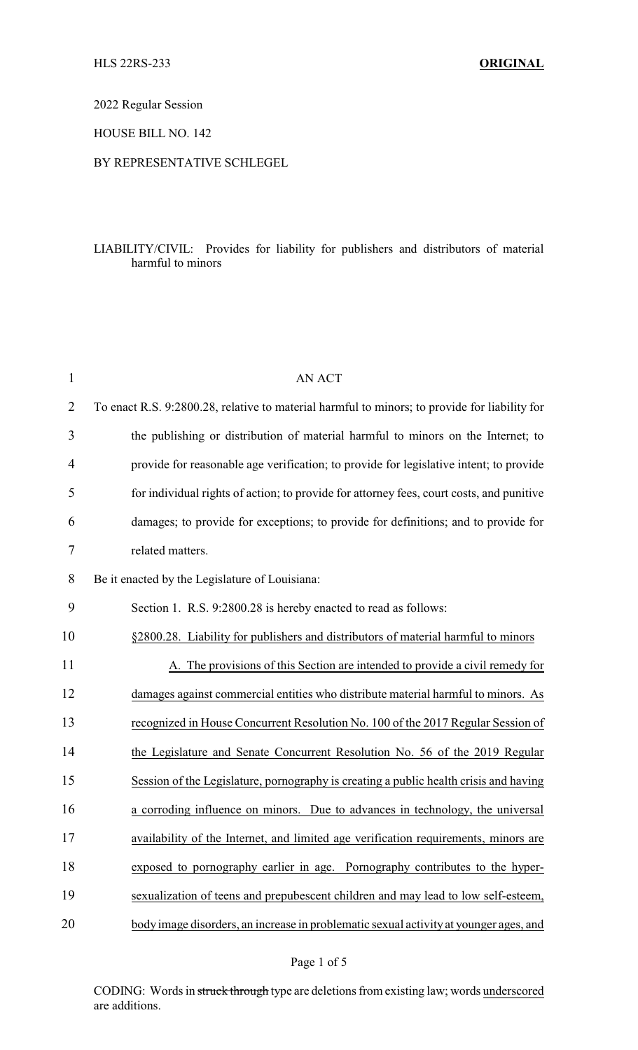2022 Regular Session

HOUSE BILL NO. 142

BY REPRESENTATIVE SCHLEGEL

LIABILITY/CIVIL: Provides for liability for publishers and distributors of material harmful to minors

AN ACT

To enact R.S. 9:2800.28, relative to material harmful to minors; to provide for liability for the publishing or distribution of material harmful to minors on the Internet; to provide for reasonable age verification; to provide for legislative intent; to provide for individual rights of action; to provide for attorney fees, court costs, and punitive damages; to provide for exceptions; to provide for definitions; and to provide for related matters.

Be it enacted by the Legislature of Louisiana:

Section 1. R.S. 9:2800.28 is hereby enacted to read as follows:

§2800.28. Liability for publishers and distributors of material harmful to minors

A. The provisions of this Section are intended to provide a civil remedy for damages against commercial entities who distribute material harmful to minors. As recognized in House Concurrent Resolution No. 100 of the 2017 Regular Session of the Legislature and Senate Concurrent Resolution No. 56 of the 2019 Regular Session of the Legislature, pornography is creating a public health crisis and having a corroding influence on minors. Due to advances in technology, the universal availability of the Internet, and limited age verification requirements, minors are exposed to pornography earlier in age. Pornography contributes to the hyper-sexualization of teens and prepubescent children and may lead to low self-esteem, body image disorders, an increase in problematic sexual activity at younger ages, and

CODING: Words in ~~struck through~~ type are deletions from existing law; words underscored are additions.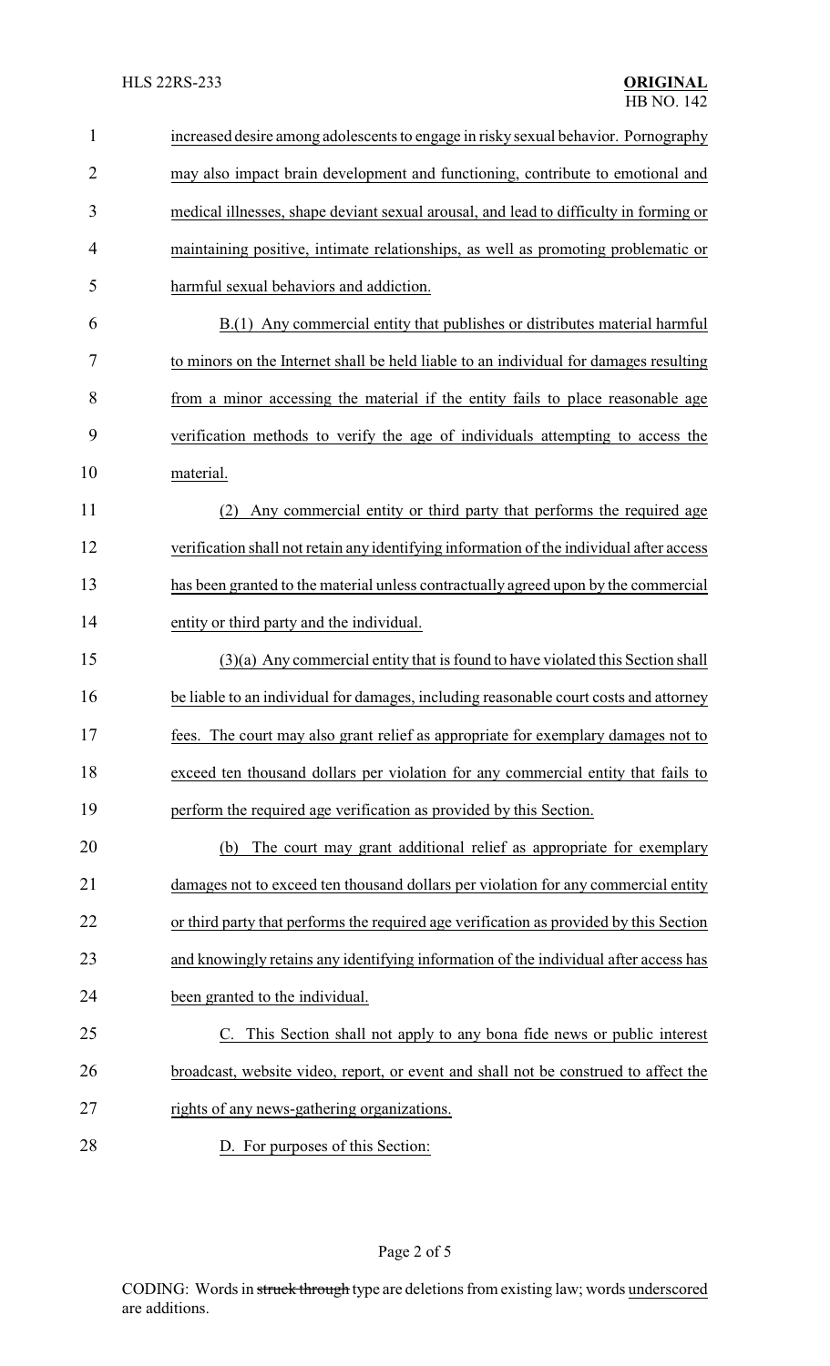increased desire among adolescents to engage in risky sexual behavior. Pornography may also impact brain development and functioning, contribute to emotional and medical illnesses, shape deviant sexual arousal, and lead to difficulty in forming or maintaining positive, intimate relationships, as well as promoting problematic or harmful sexual behaviors and addiction.

B.(1) Any commercial entity that publishes or distributes material harmful to minors on the Internet shall be held liable to an individual for damages resulting from a minor accessing the material if the entity fails to place reasonable age verification methods to verify the age of individuals attempting to access the material.

(2) Any commercial entity or third party that performs the required age verification shall not retain any identifying information of the individual after access has been granted to the material unless contractually agreed upon by the commercial entity or third party and the individual.

(3)(a) Any commercial entity that is found to have violated this Section shall be liable to an individual for damages, including reasonable court costs and attorney fees. The court may also grant relief as appropriate for exemplary damages not to exceed ten thousand dollars per violation for any commercial entity that fails to perform the required age verification as provided by this Section.

(b) The court may grant additional relief as appropriate for exemplary damages not to exceed ten thousand dollars per violation for any commercial entity or third party that performs the required age verification as provided by this Section and knowingly retains any identifying information of the individual after access has been granted to the individual.

C. This Section shall not apply to any bona fide news or public interest broadcast, website video, report, or event and shall not be construed to affect the rights of any news-gathering organizations.

D. For purposes of this Section: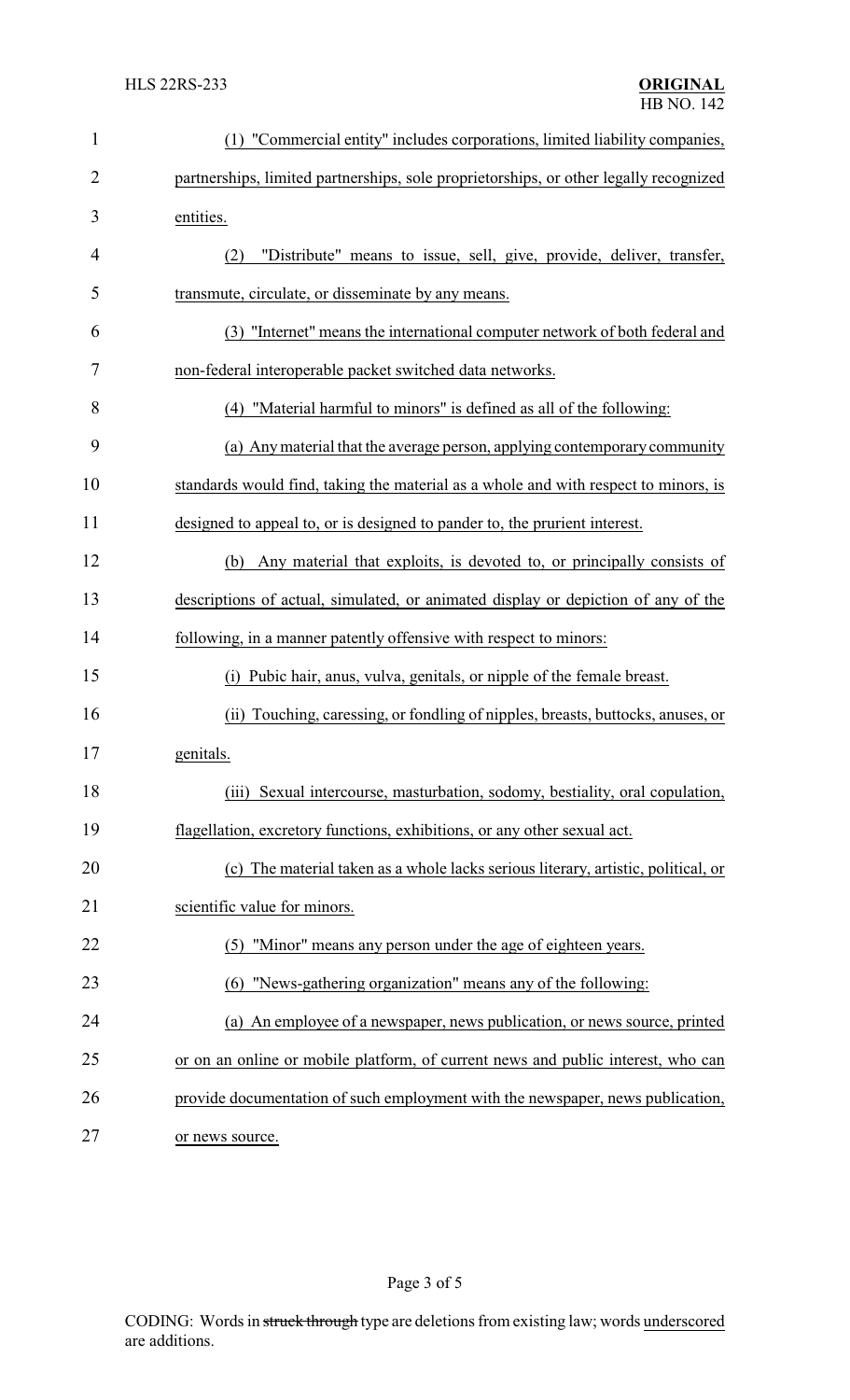(1) "Commercial entity" includes corporations, limited liability companies, partnerships, limited partnerships, sole proprietorships, or other legally recognized entities.

(2) "Distribute" means to issue, sell, give, provide, deliver, transfer, transmute, circulate, or disseminate by any means.

(3) "Internet" means the international computer network of both federal and non-federal interoperable packet switched data networks.

(4) "Material harmful to minors" is defined as all of the following:

(a) Any material that the average person, applying contemporary community standards would find, taking the material as a whole and with respect to minors, is designed to appeal to, or is designed to pander to, the prurient interest.

(b) Any material that exploits, is devoted to, or principally consists of descriptions of actual, simulated, or animated display or depiction of any of the following, in a manner patently offensive with respect to minors:

(i) Pubic hair, anus, vulva, genitals, or nipple of the female breast.

(ii) Touching, caressing, or fondling of nipples, breasts, buttocks, anuses, or genitals.

(iii) Sexual intercourse, masturbation, sodomy, bestiality, oral copulation, flagellation, excretory functions, exhibitions, or any other sexual act.

(c) The material taken as a whole lacks serious literary, artistic, political, or scientific value for minors.

(5) "Minor" means any person under the age of eighteen years.

(6) "News-gathering organization" means any of the following:

(a) An employee of a newspaper, news publication, or news source, printed or on an online or mobile platform, of current news and public interest, who can provide documentation of such employment with the newspaper, news publication, or news source.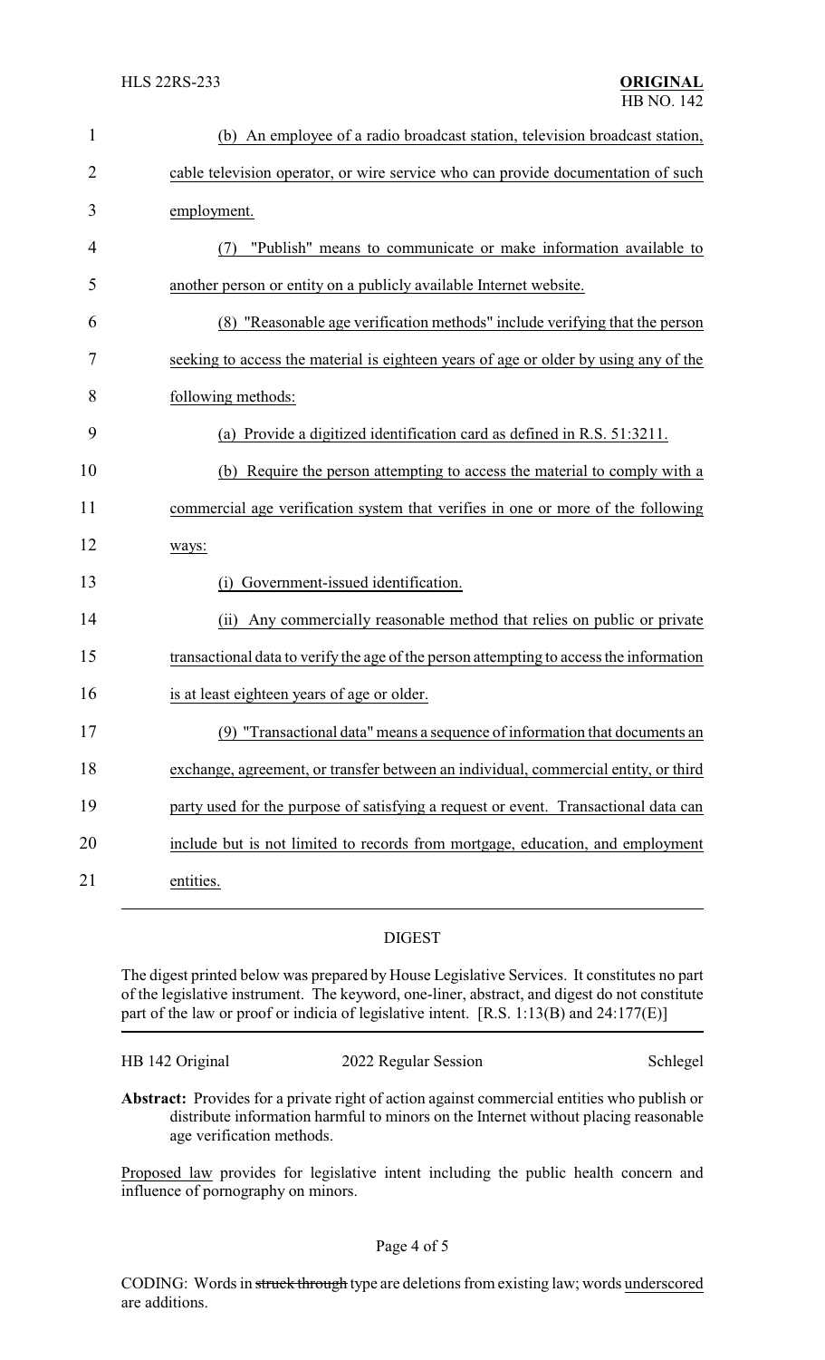(b) An employee of a radio broadcast station, television broadcast station, cable television operator, or wire service who can provide documentation of such employment.

(7) "Publish" means to communicate or make information available to another person or entity on a publicly available Internet website.

(8) "Reasonable age verification methods" include verifying that the person seeking to access the material is eighteen years of age or older by using any of the following methods:

(a) Provide a digitized identification card as defined in R.S. 51:3211.

(b) Require the person attempting to access the material to comply with a commercial age verification system that verifies in one or more of the following ways:

(i) Government-issued identification.

(ii) Any commercially reasonable method that relies on public or private transactional data to verify the age of the person attempting to access the information is at least eighteen years of age or older.

(9) "Transactional data" means a sequence of information that documents an exchange, agreement, or transfer between an individual, commercial entity, or third party used for the purpose of satisfying a request or event. Transactional data can include but is not limited to records from mortgage, education, and employment entities.

## DIGEST

The digest printed below was prepared by House Legislative Services. It constitutes no part of the legislative instrument. The keyword, one-liner, abstract, and digest do not constitute part of the law or proof or indicia of legislative intent. [R.S. 1:13(B) and 24:177(E)]

| HB 142 Original | 2022 Regular Session | Schlegel |
|---|---|---|

**Abstract:** Provides for a private right of action against commercial entities who publish or distribute information harmful to minors on the Internet without placing reasonable age verification methods.

Proposed law provides for legislative intent including the public health concern and influence of pornography on minors.

CODING: Words in ~~struck through~~ type are deletions from existing law; words underscored are additions.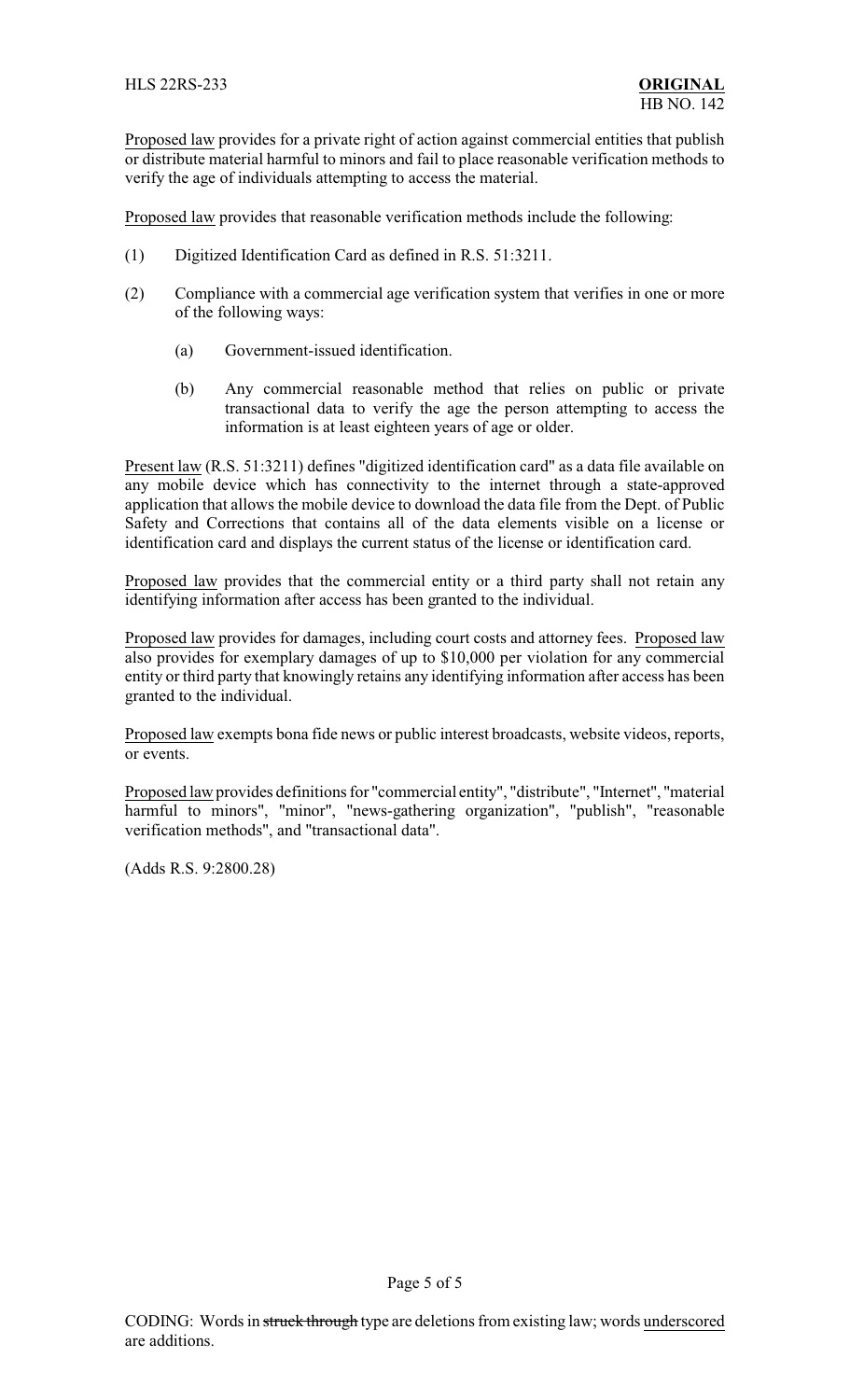Proposed law provides for a private right of action against commercial entities that publish or distribute material harmful to minors and fail to place reasonable verification methods to verify the age of individuals attempting to access the material.

Proposed law provides that reasonable verification methods include the following:

(1) Digitized Identification Card as defined in R.S. 51:3211.

(2) Compliance with a commercial age verification system that verifies in one or more of the following ways:

   (a) Government-issued identification.

   (b) Any commercial reasonable method that relies on public or private transactional data to verify the age the person attempting to access the information is at least eighteen years of age or older.

Present law (R.S. 51:3211) defines "digitized identification card" as a data file available on any mobile device which has connectivity to the internet through a state-approved application that allows the mobile device to download the data file from the Dept. of Public Safety and Corrections that contains all of the data elements visible on a license or identification card and displays the current status of the license or identification card.

Proposed law provides that the commercial entity or a third party shall not retain any identifying information after access has been granted to the individual.

Proposed law provides for damages, including court costs and attorney fees. Proposed law also provides for exemplary damages of up to $10,000 per violation for any commercial entity or third party that knowingly retains any identifying information after access has been granted to the individual.

Proposed law exempts bona fide news or public interest broadcasts, website videos, reports, or events.

Proposed law provides definitions for "commercial entity", "distribute", "Internet", "material harmful to minors", "minor", "news-gathering organization", "publish", "reasonable verification methods", and "transactional data".

(Adds R.S. 9:2800.28)

CODING: Words in struck through type are deletions from existing law; words underscored are additions.